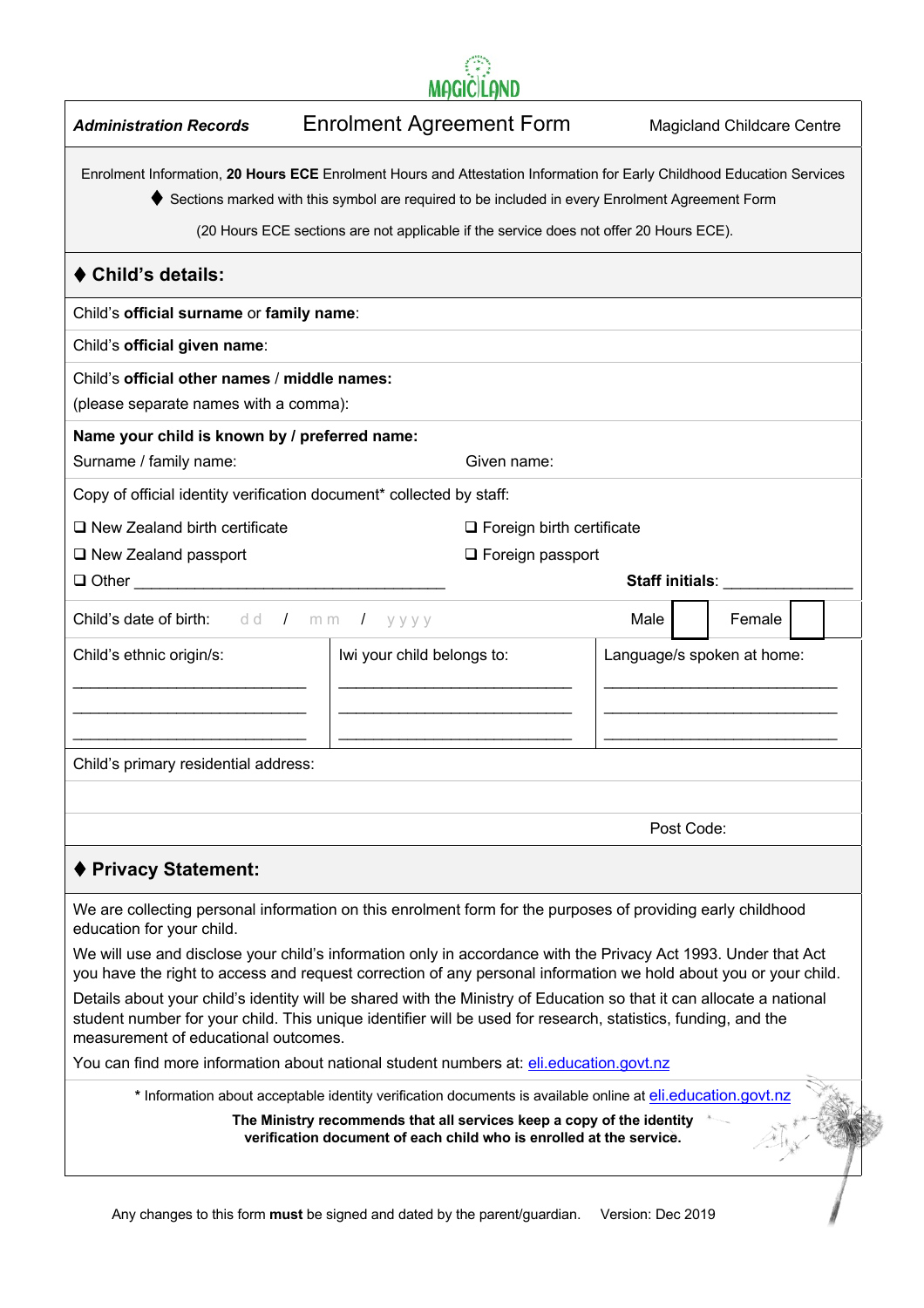MAGICLAND

| *Administration Records* | Enrolment Agreement Form | Magicland Childcare Centre |
|---|---|---|

Enrolment Information, **20 Hours ECE** Enrolment Hours and Attestation Information for Early Childhood Education Services

♦ Sections marked with this symbol are required to be included in every Enrolment Agreement Form

(20 Hours ECE sections are not applicable if the service does not offer 20 Hours ECE).

## ♦ Child's details:

Child's **official surname** or **family name**:

Child's **official given name**:

Child's **official other names** / **middle names:**
(please separate names with a comma):

**Name your child is known by / preferred name:**

Surname / family name: Given name:

Copy of official identity verification document* collected by staff:

- ❑ New Zealand birth certificate
- ❑ Foreign birth certificate
- ❑ New Zealand passport
- ❑ Foreign passport
- ❑ Other ___________________________________

**Staff initials**: _______________

Child's date of birth: dd / mm / yyyy Male ☐ Female ☐

| Child's ethnic origin/s: | Iwi your child belongs to: | Language/s spoken at home: |
|---|---|---|
| ___________________________ | ___________________________ | ___________________________ |
| ___________________________ | ___________________________ | ___________________________ |
| ___________________________ | ___________________________ | ___________________________ |

Child's primary residential address:

Post Code:

## ♦ Privacy Statement:

We are collecting personal information on this enrolment form for the purposes of providing early childhood education for your child.

We will use and disclose your child's information only in accordance with the Privacy Act 1993. Under that Act you have the right to access and request correction of any personal information we hold about you or your child.

Details about your child's identity will be shared with the Ministry of Education so that it can allocate a national student number for your child. This unique identifier will be used for research, statistics, funding, and the measurement of educational outcomes.

You can find more information about national student numbers at: eli.education.govt.nz

\* Information about acceptable identity verification documents is available online at eli.education.govt.nz

**The Ministry recommends that all services keep a copy of the identity verification document of each child who is enrolled at the service.**

Any changes to this form **must** be signed and dated by the parent/guardian. Version: Dec 2019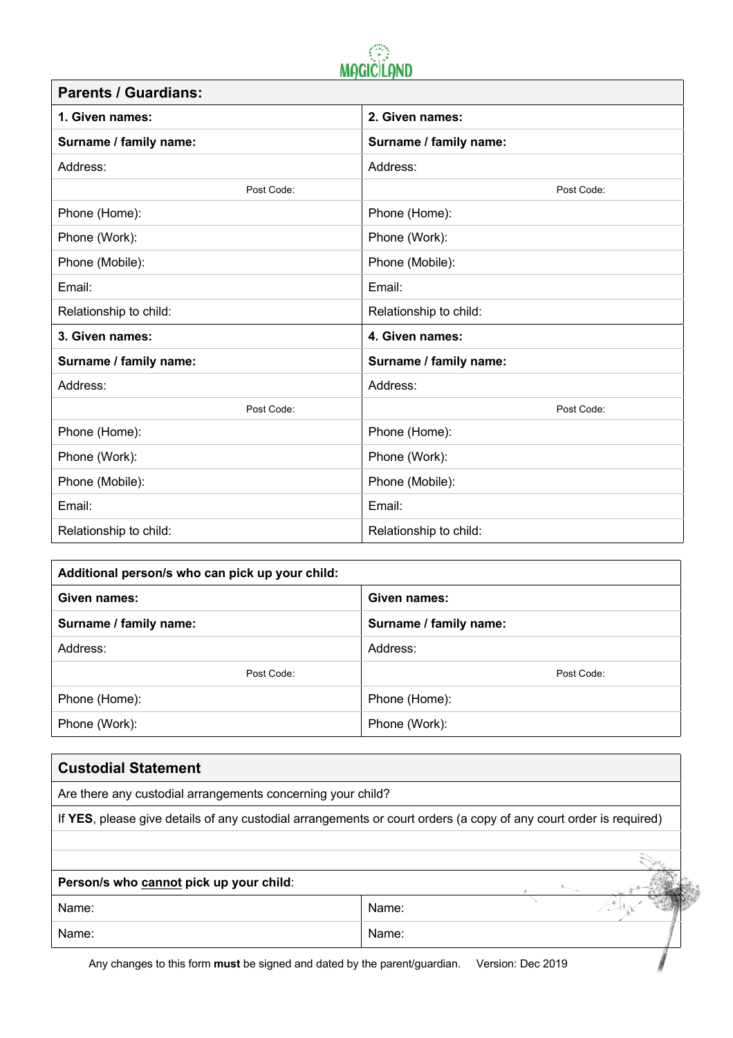MAGIC LAND

| **Parents / Guardians:** | |
|---|---|
| **1. Given names:** | **2. Given names:** |
| **Surname / family name:** | **Surname / family name:** |
| Address: | Address: |
| Post Code: | Post Code: |
| Phone (Home): | Phone (Home): |
| Phone (Work): | Phone (Work): |
| Phone (Mobile): | Phone (Mobile): |
| Email: | Email: |
| Relationship to child: | Relationship to child: |
| **3. Given names:** | **4. Given names:** |
| **Surname / family name:** | **Surname / family name:** |
| Address: | Address: |
| Post Code: | Post Code: |
| Phone (Home): | Phone (Home): |
| Phone (Work): | Phone (Work): |
| Phone (Mobile): | Phone (Mobile): |
| Email: | Email: |
| Relationship to child: | Relationship to child: |

| **Additional person/s who can pick up your child:** | |
|---|---|
| **Given names:** | **Given names:** |
| **Surname / family name:** | **Surname / family name:** |
| Address: | Address: |
| Post Code: | Post Code: |
| Phone (Home): | Phone (Home): |
| Phone (Work): | Phone (Work): |

| **Custodial Statement** | |
|---|---|
| Are there any custodial arrangements concerning your child? | |
| If **YES**, please give details of any custodial arrangements or court orders (a copy of any court order is required) | |
| | |
| | |
| **Person/s who cannot pick up your child**: | |
| Name: | Name: |
| Name: | Name: |

Any changes to this form **must** be signed and dated by the parent/guardian. Version: Dec 2019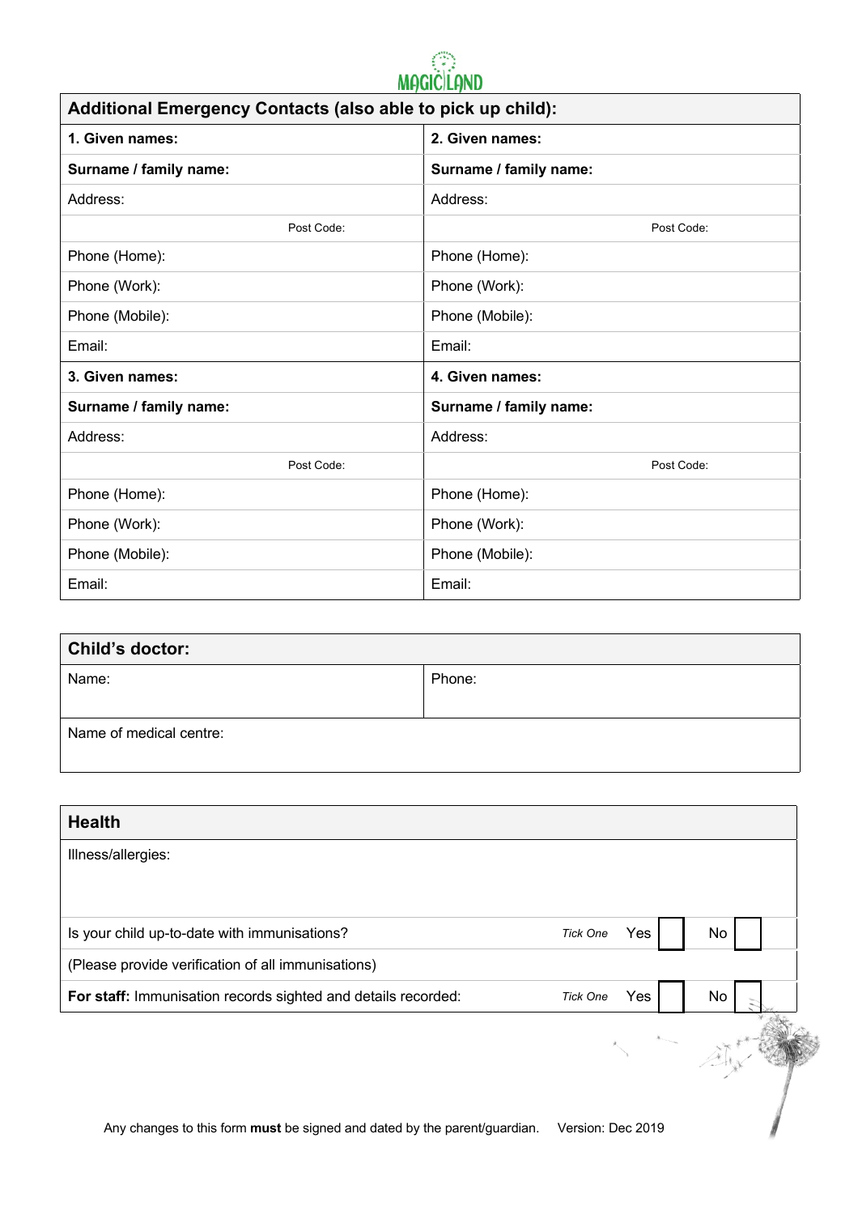MAGIC LAND

| Additional Emergency Contacts (also able to pick up child): | |
|---|---|
| **1. Given names:** | **2. Given names:** |
| **Surname / family name:** | **Surname / family name:** |
| Address: | Address: |
| Post Code: | Post Code: |
| Phone (Home): | Phone (Home): |
| Phone (Work): | Phone (Work): |
| Phone (Mobile): | Phone (Mobile): |
| Email: | Email: |
| **3. Given names:** | **4. Given names:** |
| **Surname / family name:** | **Surname / family name:** |
| Address: | Address: |
| Post Code: | Post Code: |
| Phone (Home): | Phone (Home): |
| Phone (Work): | Phone (Work): |
| Phone (Mobile): | Phone (Mobile): |
| Email: | Email: |

| Child's doctor: | |
|---|---|
| Name: | Phone: |
| Name of medical centre: | |

| Health | | | |
|---|---|---|---|
| Illness/allergies: | | | |
| Is your child up-to-date with immunisations? | *Tick One* | Yes ☐ | No ☐ |
| (Please provide verification of all immunisations) | | | |
| **For staff:** Immunisation records sighted and details recorded: | *Tick One* | Yes ☐ | No ☐ |

Any changes to this form **must** be signed and dated by the parent/guardian. Version: Dec 2019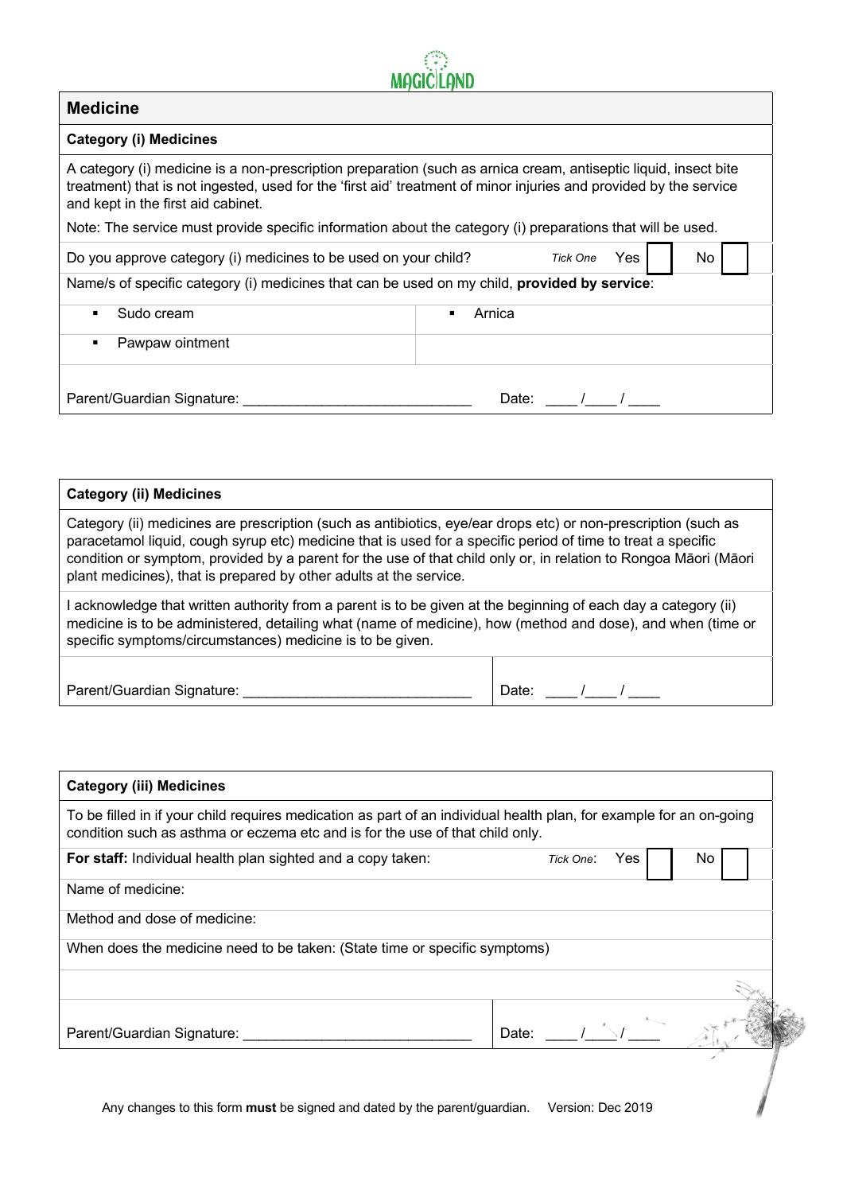MAGIC LAND

## Medicine

### Category (i) Medicines

A category (i) medicine is a non-prescription preparation (such as arnica cream, antiseptic liquid, insect bite treatment) that is not ingested, used for the 'first aid' treatment of minor injuries and provided by the service and kept in the first aid cabinet.

Note: The service must provide specific information about the category (i) preparations that will be used.

Do you approve category (i) medicines to be used on your child? *Tick One* Yes ☐ No ☐

Name/s of specific category (i) medicines that can be used on my child, **provided by service**:

| | |
|---|---|
| ▪ Sudo cream | ▪ Arnica |
| ▪ Pawpaw ointment | |

Parent/Guardian Signature: ____________________________ Date: ____ /____ / ____

### Category (ii) Medicines

Category (ii) medicines are prescription (such as antibiotics, eye/ear drops etc) or non-prescription (such as paracetamol liquid, cough syrup etc) medicine that is used for a specific period of time to treat a specific condition or symptom, provided by a parent for the use of that child only or, in relation to Rongoa Māori (Māori plant medicines), that is prepared by other adults at the service.

I acknowledge that written authority from a parent is to be given at the beginning of each day a category (ii) medicine is to be administered, detailing what (name of medicine), how (method and dose), and when (time or specific symptoms/circumstances) medicine is to be given.

Parent/Guardian Signature: ____________________________ Date: ____ /____ / ____

### Category (iii) Medicines

To be filled in if your child requires medication as part of an individual health plan, for example for an on-going condition such as asthma or eczema etc and is for the use of that child only.

**For staff:** Individual health plan sighted and a copy taken: *Tick One*: Yes ☐ No ☐

Name of medicine:

Method and dose of medicine:

When does the medicine need to be taken: (State time or specific symptoms)

Parent/Guardian Signature: ____________________________ Date: ____ /____ / ____

Any changes to this form **must** be signed and dated by the parent/guardian. Version: Dec 2019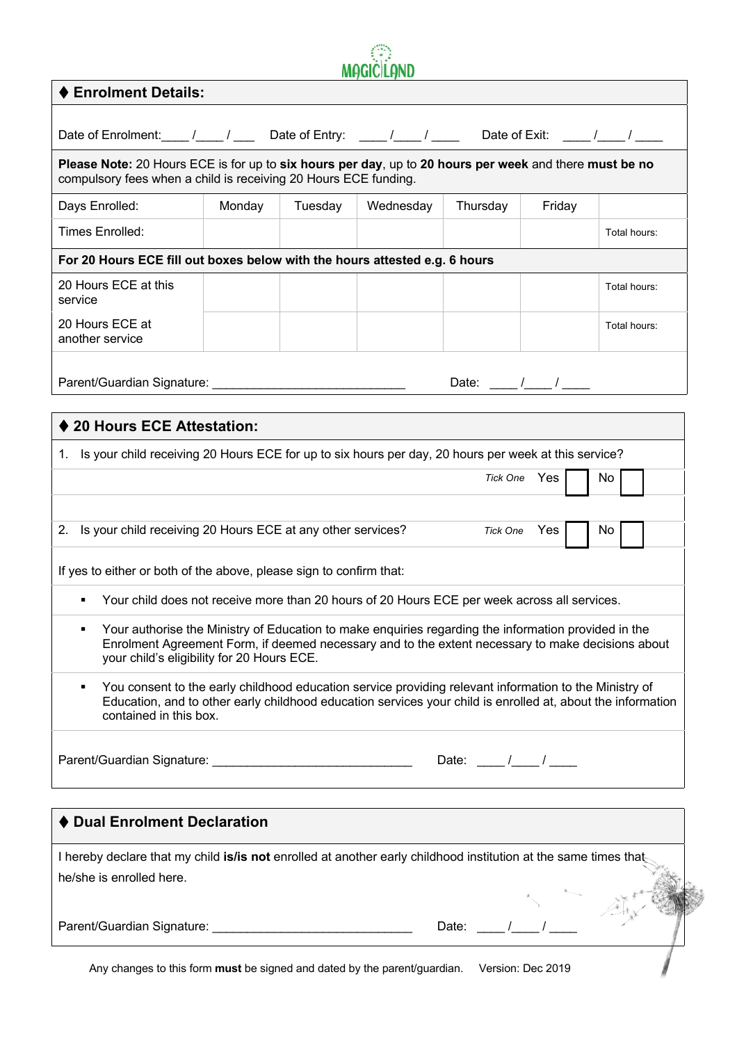MAGIC LAND

## ♦ Enrolment Details:

Date of Enrolment:____ /____ / ___ Date of Entry: ____ /____ / ____ Date of Exit: ____ /____ / ____

**Please Note:** 20 Hours ECE is for up to **six hours per day**, up to **20 hours per week** and there **must be no** compulsory fees when a child is receiving 20 Hours ECE funding.

| Days Enrolled: | Monday | Tuesday | Wednesday | Thursday | Friday | |
|---|---|---|---|---|---|---|
| Times Enrolled: | | | | | | Total hours: |
| **For 20 Hours ECE fill out boxes below with the hours attested e.g. 6 hours** | | | | | | |
| 20 Hours ECE at this service | | | | | | Total hours: |
| 20 Hours ECE at another service | | | | | | Total hours: |

Parent/Guardian Signature: ____________________________ Date: ____ /____ / ____

## ♦ 20 Hours ECE Attestation:

1. Is your child receiving 20 Hours ECE for up to six hours per day, 20 hours per week at this service?

   *Tick One* Yes ☐ No ☐

2. Is your child receiving 20 Hours ECE at any other services? *Tick One* Yes ☐ No ☐

If yes to either or both of the above, please sign to confirm that:

- Your child does not receive more than 20 hours of 20 Hours ECE per week across all services.
- Your authorise the Ministry of Education to make enquiries regarding the information provided in the Enrolment Agreement Form, if deemed necessary and to the extent necessary to make decisions about your child's eligibility for 20 Hours ECE.
- You consent to the early childhood education service providing relevant information to the Ministry of Education, and to other early childhood education services your child is enrolled at, about the information contained in this box.

Parent/Guardian Signature: _____________________________ Date: ____ /____ / ____

## ♦ Dual Enrolment Declaration

I hereby declare that my child **is/is not** enrolled at another early childhood institution at the same times that he/she is enrolled here.

Parent/Guardian Signature: _____________________________ Date: ____ /____ / ____

Any changes to this form **must** be signed and dated by the parent/guardian. Version: Dec 2019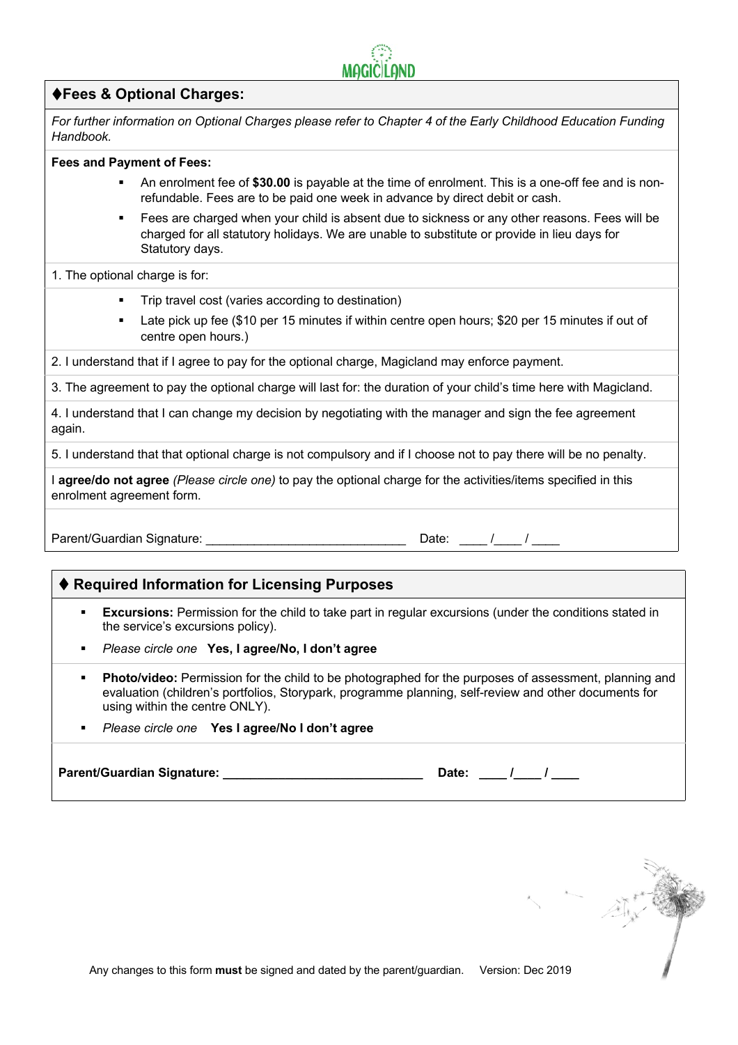MAGICLAND

## ⧫Fees & Optional Charges:

*For further information on Optional Charges please refer to Chapter 4 of the Early Childhood Education Funding Handbook.*

**Fees and Payment of Fees:**

- An enrolment fee of **$30.00** is payable at the time of enrolment. This is a one-off fee and is non-refundable. Fees are to be paid one week in advance by direct debit or cash.
- Fees are charged when your child is absent due to sickness or any other reasons. Fees will be charged for all statutory holidays. We are unable to substitute or provide in lieu days for Statutory days.

1. The optional charge is for:

- Trip travel cost (varies according to destination)
- Late pick up fee ($10 per 15 minutes if within centre open hours; $20 per 15 minutes if out of centre open hours.)

2. I understand that if I agree to pay for the optional charge, Magicland may enforce payment.

3. The agreement to pay the optional charge will last for: the duration of your child's time here with Magicland.

4. I understand that I can change my decision by negotiating with the manager and sign the fee agreement again.

5. I understand that that optional charge is not compulsory and if I choose not to pay there will be no penalty.

I **agree/do not agree** *(Please circle one)* to pay the optional charge for the activities/items specified in this enrolment agreement form.

Parent/Guardian Signature: ____________________________ Date: ____ /____ / ____

## ⧫ Required Information for Licensing Purposes

- **Excursions:** Permission for the child to take part in regular excursions (under the conditions stated in the service's excursions policy).
- *Please circle one* **Yes, I agree/No, I don't agree**

- **Photo/video:** Permission for the child to be photographed for the purposes of assessment, planning and evaluation (children's portfolios, Storypark, programme planning, self-review and other documents for using within the centre ONLY).
- *Please circle one* **Yes I agree/No I don't agree**

**Parent/Guardian Signature: ____________________________ Date: ____ /____ / ____**

Any changes to this form **must** be signed and dated by the parent/guardian. Version: Dec 2019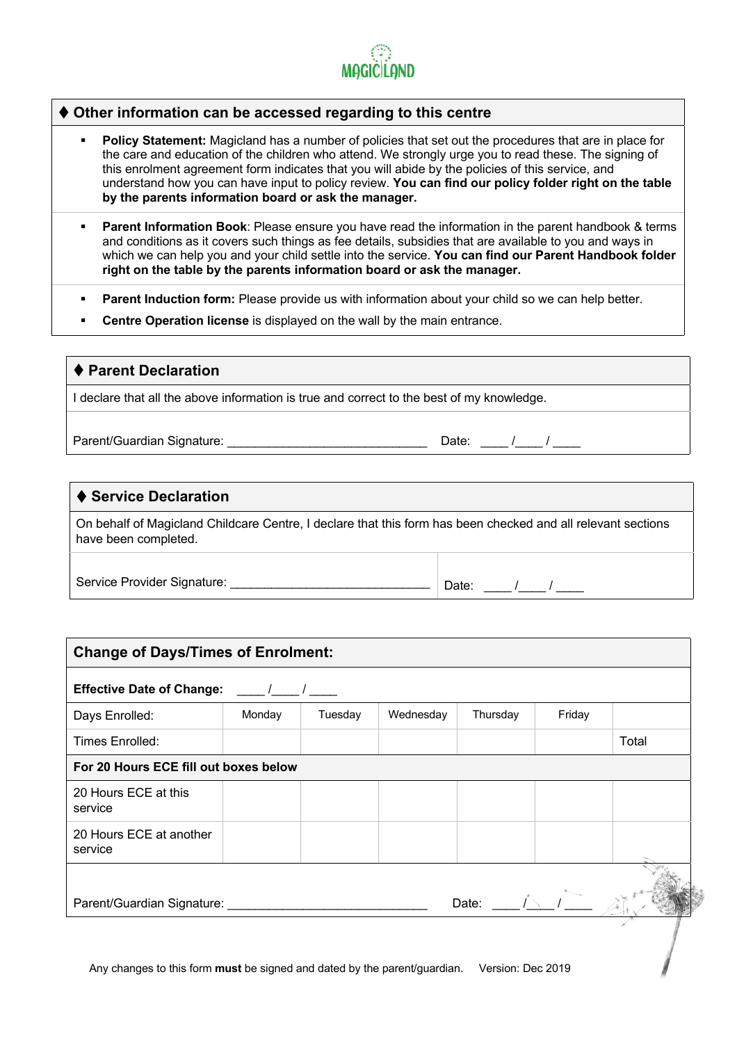MAGICLAND

## ♦ Other information can be accessed regarding to this centre

- **Policy Statement:** Magicland has a number of policies that set out the procedures that are in place for the care and education of the children who attend. We strongly urge you to read these. The signing of this enrolment agreement form indicates that you will abide by the policies of this service, and understand how you can have input to policy review. **You can find our policy folder right on the table by the parents information board or ask the manager.**
- **Parent Information Book**: Please ensure you have read the information in the parent handbook & terms and conditions as it covers such things as fee details, subsidies that are available to you and ways in which we can help you and your child settle into the service. **You can find our Parent Handbook folder right on the table by the parents information board or ask the manager.**
- **Parent Induction form:** Please provide us with information about your child so we can help better.
- **Centre Operation license** is displayed on the wall by the main entrance.

## ♦ Parent Declaration

I declare that all the above information is true and correct to the best of my knowledge.

Parent/Guardian Signature: ____________________________ Date: ____ /____ / ____

## ♦ Service Declaration

On behalf of Magicland Childcare Centre, I declare that this form has been checked and all relevant sections have been completed.

Service Provider Signature: ____________________________ Date: ____ /____ / ____

## Change of Days/Times of Enrolment:

**Effective Date of Change:** ____ /____ / ____

| | | | | | | |
|---|---|---|---|---|---|---|
| Days Enrolled: | Monday | Tuesday | Wednesday | Thursday | Friday | |
| Times Enrolled: | | | | | | Total |
| **For 20 Hours ECE fill out boxes below** | | | | | | |
| 20 Hours ECE at this service | | | | | | |
| 20 Hours ECE at another service | | | | | | |

Parent/Guardian Signature: ____________________________ Date: ____ /____ / ____

Any changes to this form **must** be signed and dated by the parent/guardian. Version: Dec 2019